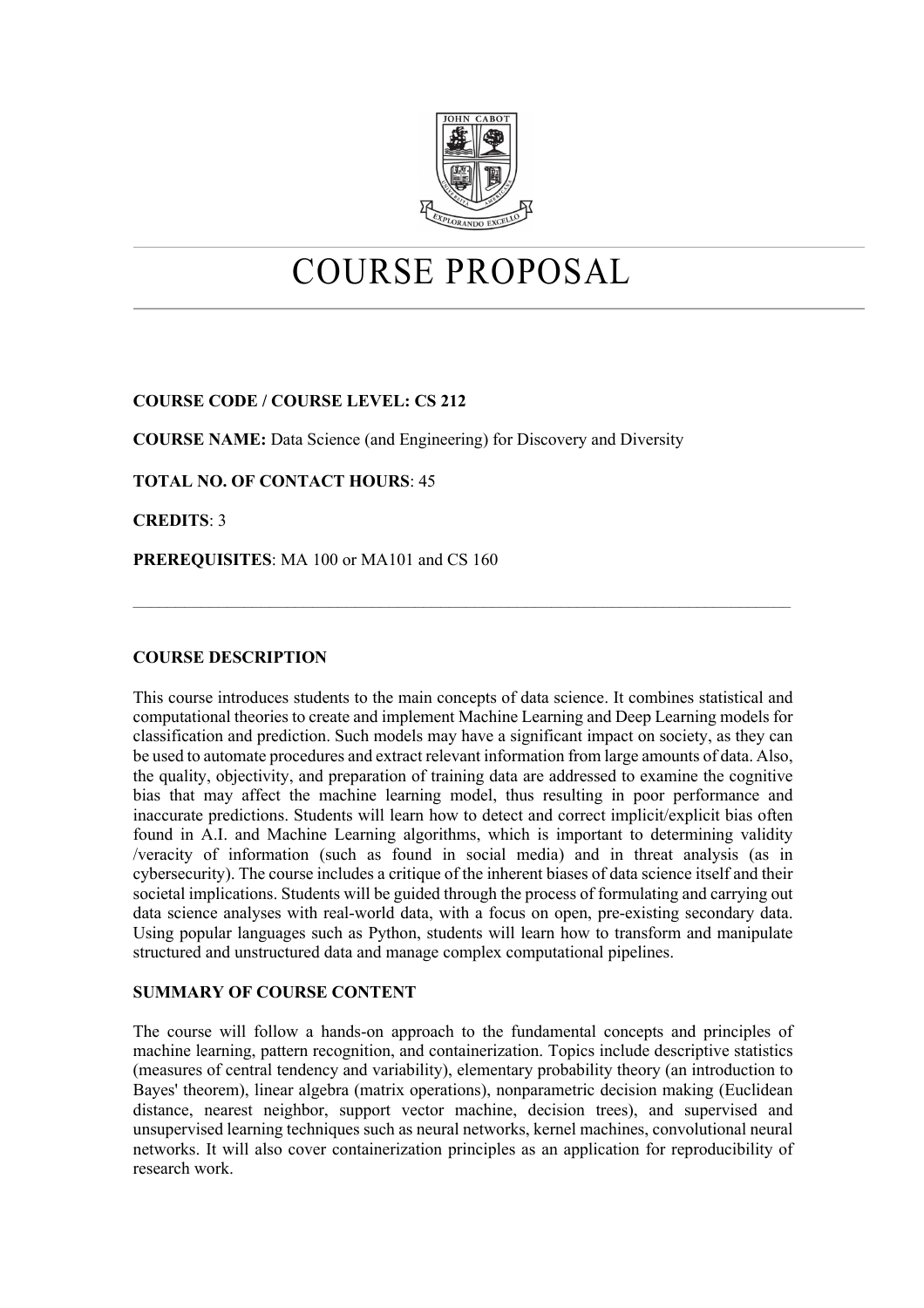# COURSE PROPOSAL

**COURSE CODE / COURSE LEVEL: CS 212**

**COURSE NAME:** Data Science (and Engineering) for Discovery and Diversity

**TOTAL NO. OF CONTACT HOURS**: 45

**CREDITS**: 3

**PREREQUISITES**: MA 100 or MA101 and CS 160

---

**COURSE DESCRIPTION**

This course introduces students to the main concepts of data science. It combines statistical and computational theories to create and implement Machine Learning and Deep Learning models for classification and prediction. Such models may have a significant impact on society, as they can be used to automate procedures and extract relevant information from large amounts of data. Also, the quality, objectivity, and preparation of training data are addressed to examine the cognitive bias that may affect the machine learning model, thus resulting in poor performance and inaccurate predictions. Students will learn how to detect and correct implicit/explicit bias often found in A.I. and Machine Learning algorithms, which is important to determining validity /veracity of information (such as found in social media) and in threat analysis (as in cybersecurity). The course includes a critique of the inherent biases of data science itself and their societal implications. Students will be guided through the process of formulating and carrying out data science analyses with real-world data, with a focus on open, pre-existing secondary data. Using popular languages such as Python, students will learn how to transform and manipulate structured and unstructured data and manage complex computational pipelines.

**SUMMARY OF COURSE CONTENT**

The course will follow a hands-on approach to the fundamental concepts and principles of machine learning, pattern recognition, and containerization. Topics include descriptive statistics (measures of central tendency and variability), elementary probability theory (an introduction to Bayes' theorem), linear algebra (matrix operations), nonparametric decision making (Euclidean distance, nearest neighbor, support vector machine, decision trees), and supervised and unsupervised learning techniques such as neural networks, kernel machines, convolutional neural networks. It will also cover containerization principles as an application for reproducibility of research work.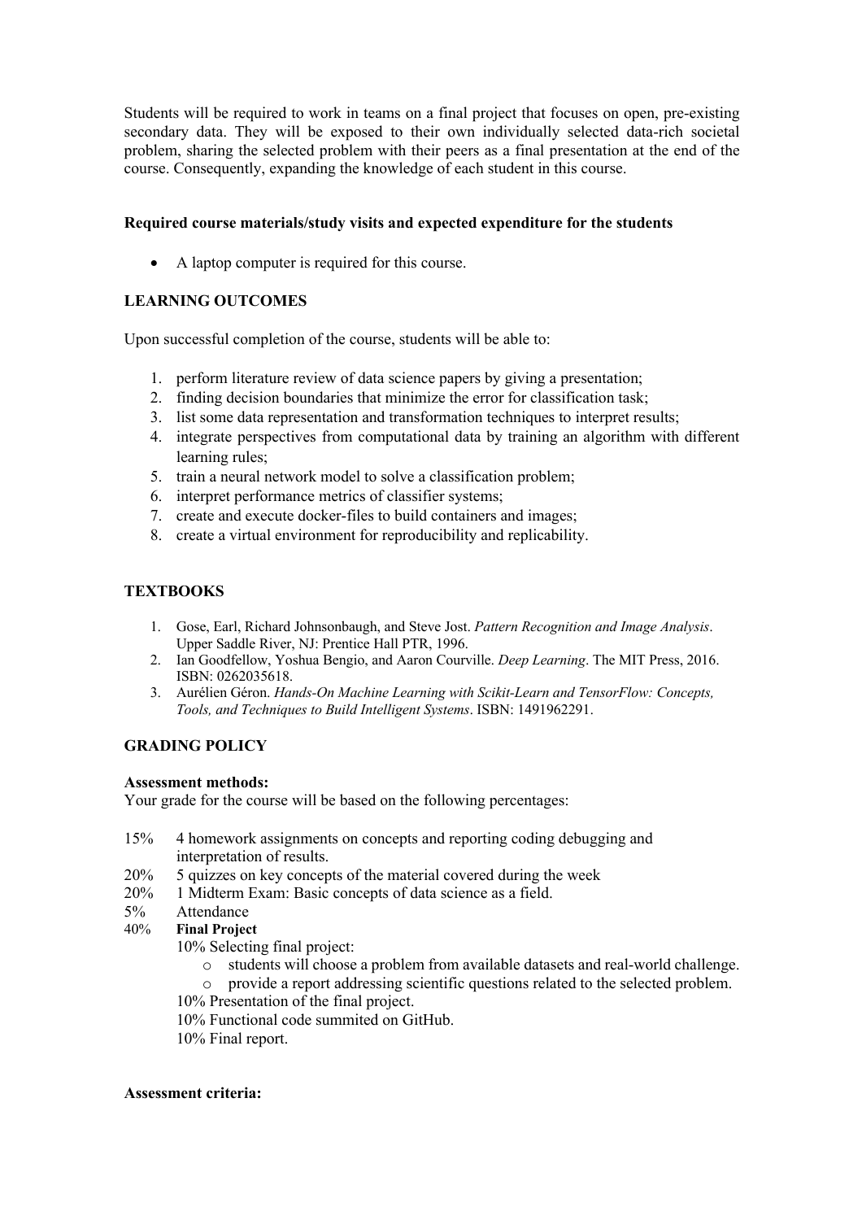Students will be required to work in teams on a final project that focuses on open, pre-existing secondary data. They will be exposed to their own individually selected data-rich societal problem, sharing the selected problem with their peers as a final presentation at the end of the course. Consequently, expanding the knowledge of each student in this course.

**Required course materials/study visits and expected expenditure for the students**

- A laptop computer is required for this course.

## LEARNING OUTCOMES

Upon successful completion of the course, students will be able to:

1. perform literature review of data science papers by giving a presentation;
2. finding decision boundaries that minimize the error for classification task;
3. list some data representation and transformation techniques to interpret results;
4. integrate perspectives from computational data by training an algorithm with different learning rules;
5. train a neural network model to solve a classification problem;
6. interpret performance metrics of classifier systems;
7. create and execute docker-files to build containers and images;
8. create a virtual environment for reproducibility and replicability.

## TEXTBOOKS

1. Gose, Earl, Richard Johnsonbaugh, and Steve Jost. *Pattern Recognition and Image Analysis*. Upper Saddle River, NJ: Prentice Hall PTR, 1996.
2. Ian Goodfellow, Yoshua Bengio, and Aaron Courville. *Deep Learning*. The MIT Press, 2016. ISBN: 0262035618.
3. Aurélien Géron. *Hands-On Machine Learning with Scikit-Learn and TensorFlow: Concepts, Tools, and Techniques to Build Intelligent Systems*. ISBN: 1491962291.

## GRADING POLICY

**Assessment methods:**
Your grade for the course will be based on the following percentages:

15% 4 homework assignments on concepts and reporting coding debugging and interpretation of results.
20% 5 quizzes on key concepts of the material covered during the week
20% 1 Midterm Exam: Basic concepts of data science as a field.
5% Attendance
40% **Final Project**

- 10% Selecting final project:
  - students will choose a problem from available datasets and real-world challenge.
  - provide a report addressing scientific questions related to the selected problem.
- 10% Presentation of the final project.
- 10% Functional code summited on GitHub.
- 10% Final report.

**Assessment criteria:**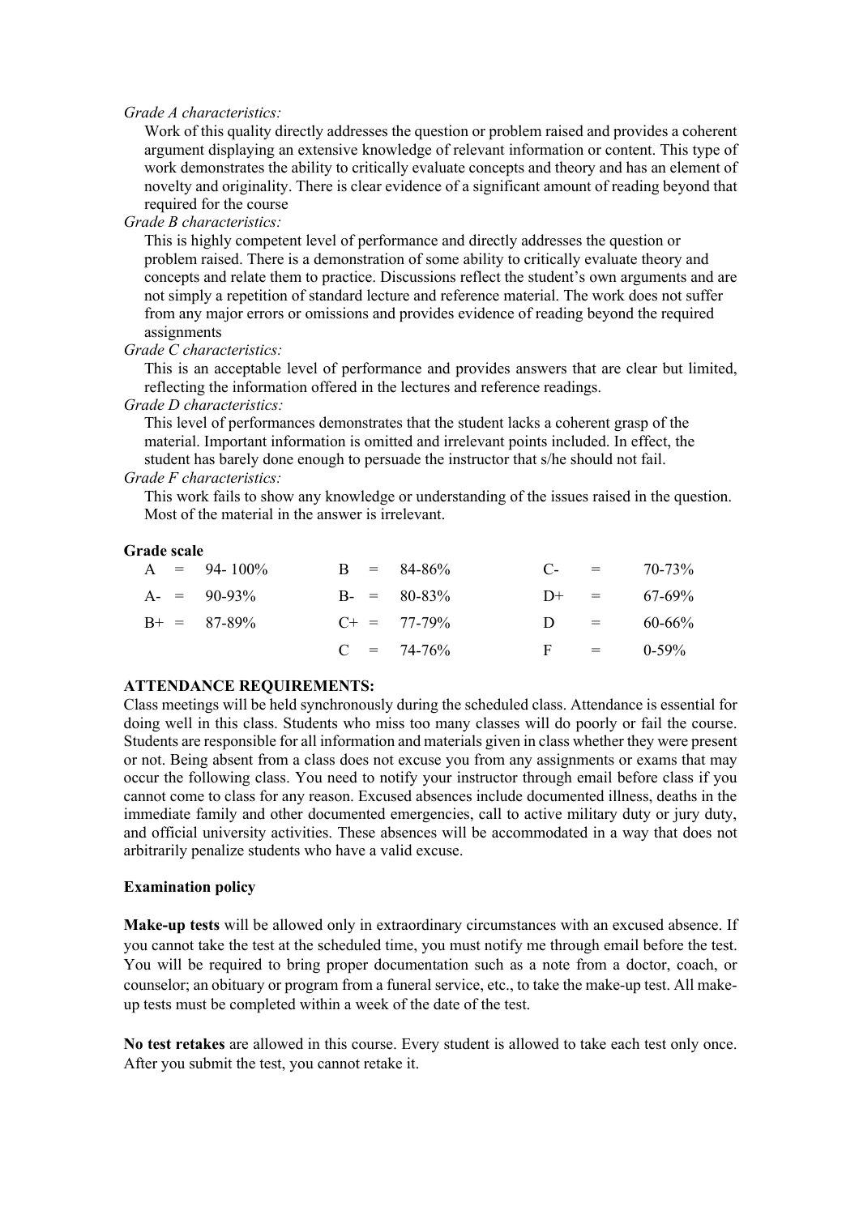*Grade A characteristics:*

Work of this quality directly addresses the question or problem raised and provides a coherent argument displaying an extensive knowledge of relevant information or content. This type of work demonstrates the ability to critically evaluate concepts and theory and has an element of novelty and originality. There is clear evidence of a significant amount of reading beyond that required for the course

*Grade B characteristics:*

This is highly competent level of performance and directly addresses the question or problem raised. There is a demonstration of some ability to critically evaluate theory and concepts and relate them to practice. Discussions reflect the student's own arguments and are not simply a repetition of standard lecture and reference material. The work does not suffer from any major errors or omissions and provides evidence of reading beyond the required assignments

*Grade C characteristics:*

This is an acceptable level of performance and provides answers that are clear but limited, reflecting the information offered in the lectures and reference readings.

*Grade D characteristics:*

This level of performances demonstrates that the student lacks a coherent grasp of the material. Important information is omitted and irrelevant points included. In effect, the student has barely done enough to persuade the instructor that s/he should not fail.

*Grade F characteristics:*

This work fails to show any knowledge or understanding of the issues raised in the question. Most of the material in the answer is irrelevant.

**Grade scale**

| | | | | | | | | |
|---|---|---|---|---|---|---|---|---|
| A | = | 94- 100% | B | = | 84-86% | C- | = | 70-73% |
| A- | = | 90-93% | B- | = | 80-83% | D+ | = | 67-69% |
| B+ | = | 87-89% | C+ | = | 77-79% | D | = | 60-66% |
| | | | C | = | 74-76% | F | = | 0-59% |

**ATTENDANCE REQUIREMENTS:**

Class meetings will be held synchronously during the scheduled class. Attendance is essential for doing well in this class. Students who miss too many classes will do poorly or fail the course. Students are responsible for all information and materials given in class whether they were present or not. Being absent from a class does not excuse you from any assignments or exams that may occur the following class. You need to notify your instructor through email before class if you cannot come to class for any reason. Excused absences include documented illness, deaths in the immediate family and other documented emergencies, call to active military duty or jury duty, and official university activities. These absences will be accommodated in a way that does not arbitrarily penalize students who have a valid excuse.

**Examination policy**

**Make-up tests** will be allowed only in extraordinary circumstances with an excused absence. If you cannot take the test at the scheduled time, you must notify me through email before the test. You will be required to bring proper documentation such as a note from a doctor, coach, or counselor; an obituary or program from a funeral service, etc., to take the make-up test. All make-up tests must be completed within a week of the date of the test.

**No test retakes** are allowed in this course. Every student is allowed to take each test only once. After you submit the test, you cannot retake it.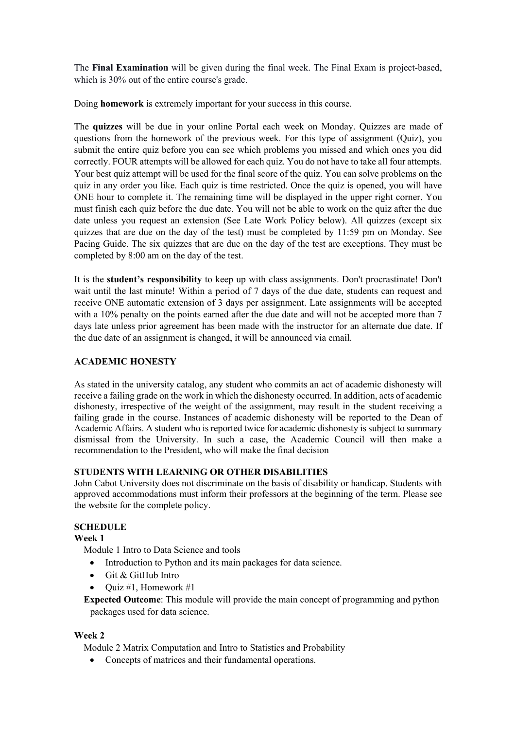The **Final Examination** will be given during the final week. The Final Exam is project-based, which is 30% out of the entire course's grade.

Doing **homework** is extremely important for your success in this course.

The **quizzes** will be due in your online Portal each week on Monday. Quizzes are made of questions from the homework of the previous week. For this type of assignment (Quiz), you submit the entire quiz before you can see which problems you missed and which ones you did correctly. FOUR attempts will be allowed for each quiz. You do not have to take all four attempts. Your best quiz attempt will be used for the final score of the quiz. You can solve problems on the quiz in any order you like. Each quiz is time restricted. Once the quiz is opened, you will have ONE hour to complete it. The remaining time will be displayed in the upper right corner. You must finish each quiz before the due date. You will not be able to work on the quiz after the due date unless you request an extension (See Late Work Policy below). All quizzes (except six quizzes that are due on the day of the test) must be completed by 11:59 pm on Monday. See Pacing Guide. The six quizzes that are due on the day of the test are exceptions. They must be completed by 8:00 am on the day of the test.

It is the **student's responsibility** to keep up with class assignments. Don't procrastinate! Don't wait until the last minute! Within a period of 7 days of the due date, students can request and receive ONE automatic extension of 3 days per assignment. Late assignments will be accepted with a 10% penalty on the points earned after the due date and will not be accepted more than 7 days late unless prior agreement has been made with the instructor for an alternate due date. If the due date of an assignment is changed, it will be announced via email.

## ACADEMIC HONESTY

As stated in the university catalog, any student who commits an act of academic dishonesty will receive a failing grade on the work in which the dishonesty occurred. In addition, acts of academic dishonesty, irrespective of the weight of the assignment, may result in the student receiving a failing grade in the course. Instances of academic dishonesty will be reported to the Dean of Academic Affairs. A student who is reported twice for academic dishonesty is subject to summary dismissal from the University. In such a case, the Academic Council will then make a recommendation to the President, who will make the final decision

## STUDENTS WITH LEARNING OR OTHER DISABILITIES

John Cabot University does not discriminate on the basis of disability or handicap. Students with approved accommodations must inform their professors at the beginning of the term. Please see the website for the complete policy.

## SCHEDULE

### Week 1

Module 1 Intro to Data Science and tools

- Introduction to Python and its main packages for data science.
- Git & GitHub Intro
- Quiz #1, Homework #1

**Expected Outcome**: This module will provide the main concept of programming and python packages used for data science.

### Week 2

Module 2 Matrix Computation and Intro to Statistics and Probability

- Concepts of matrices and their fundamental operations.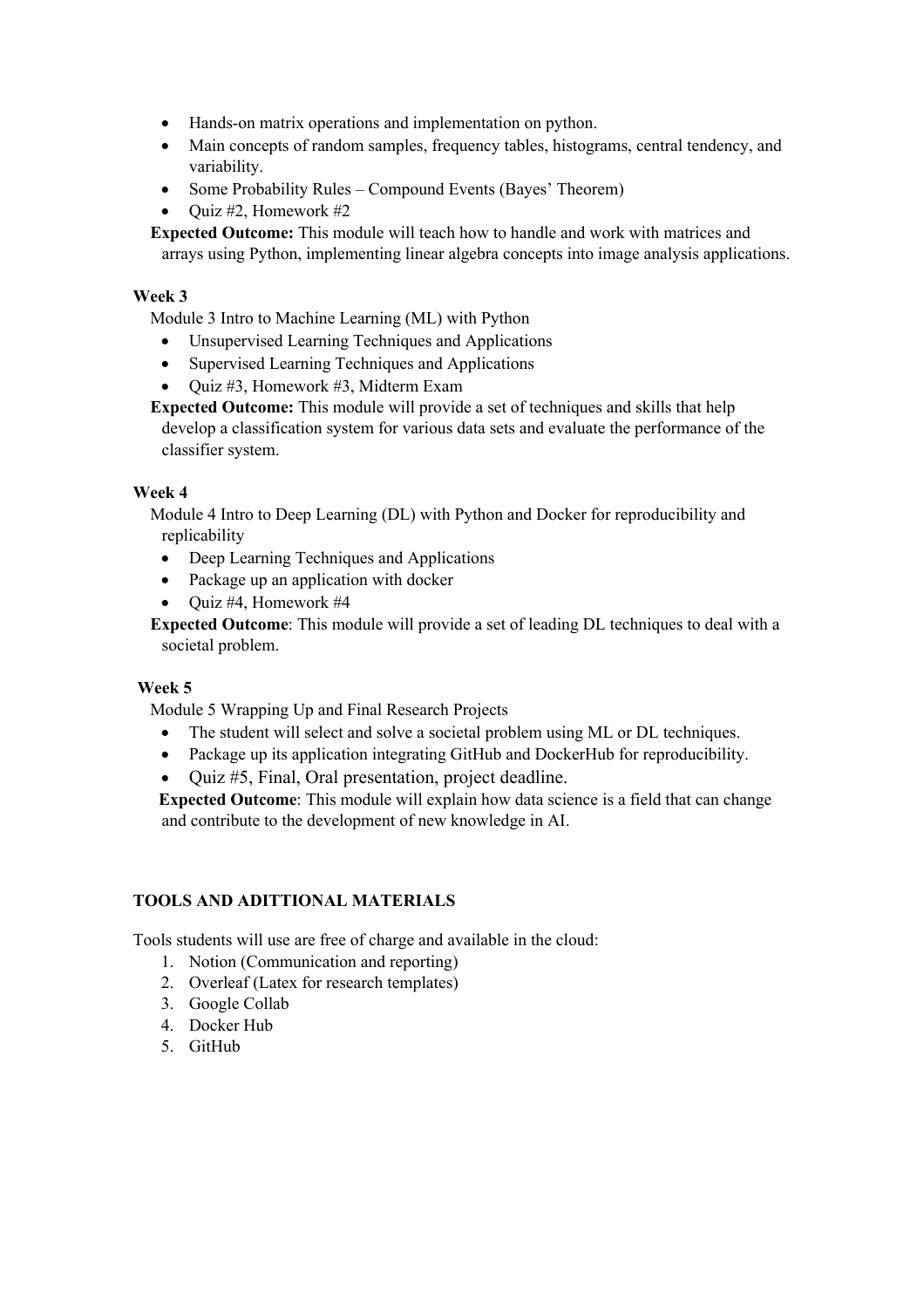- Hands-on matrix operations and implementation on python.
- Main concepts of random samples, frequency tables, histograms, central tendency, and variability.
- Some Probability Rules – Compound Events (Bayes' Theorem)
- Quiz #2, Homework #2

**Expected Outcome:** This module will teach how to handle and work with matrices and arrays using Python, implementing linear algebra concepts into image analysis applications.

**Week 3**

Module 3 Intro to Machine Learning (ML) with Python

- Unsupervised Learning Techniques and Applications
- Supervised Learning Techniques and Applications
- Quiz #3, Homework #3, Midterm Exam

**Expected Outcome:** This module will provide a set of techniques and skills that help develop a classification system for various data sets and evaluate the performance of the classifier system.

**Week 4**

Module 4 Intro to Deep Learning (DL) with Python and Docker for reproducibility and replicability

- Deep Learning Techniques and Applications
- Package up an application with docker
- Quiz #4, Homework #4

**Expected Outcome**: This module will provide a set of leading DL techniques to deal with a societal problem.

**Week 5**

Module 5 Wrapping Up and Final Research Projects

- The student will select and solve a societal problem using ML or DL techniques.
- Package up its application integrating GitHub and DockerHub for reproducibility.
- Quiz #5, Final, Oral presentation, project deadline.

**Expected Outcome**: This module will explain how data science is a field that can change and contribute to the development of new knowledge in AI.

**TOOLS AND ADITTIONAL MATERIALS**

Tools students will use are free of charge and available in the cloud:

1. Notion (Communication and reporting)
2. Overleaf (Latex for research templates)
3. Google Collab
4. Docker Hub
5. GitHub